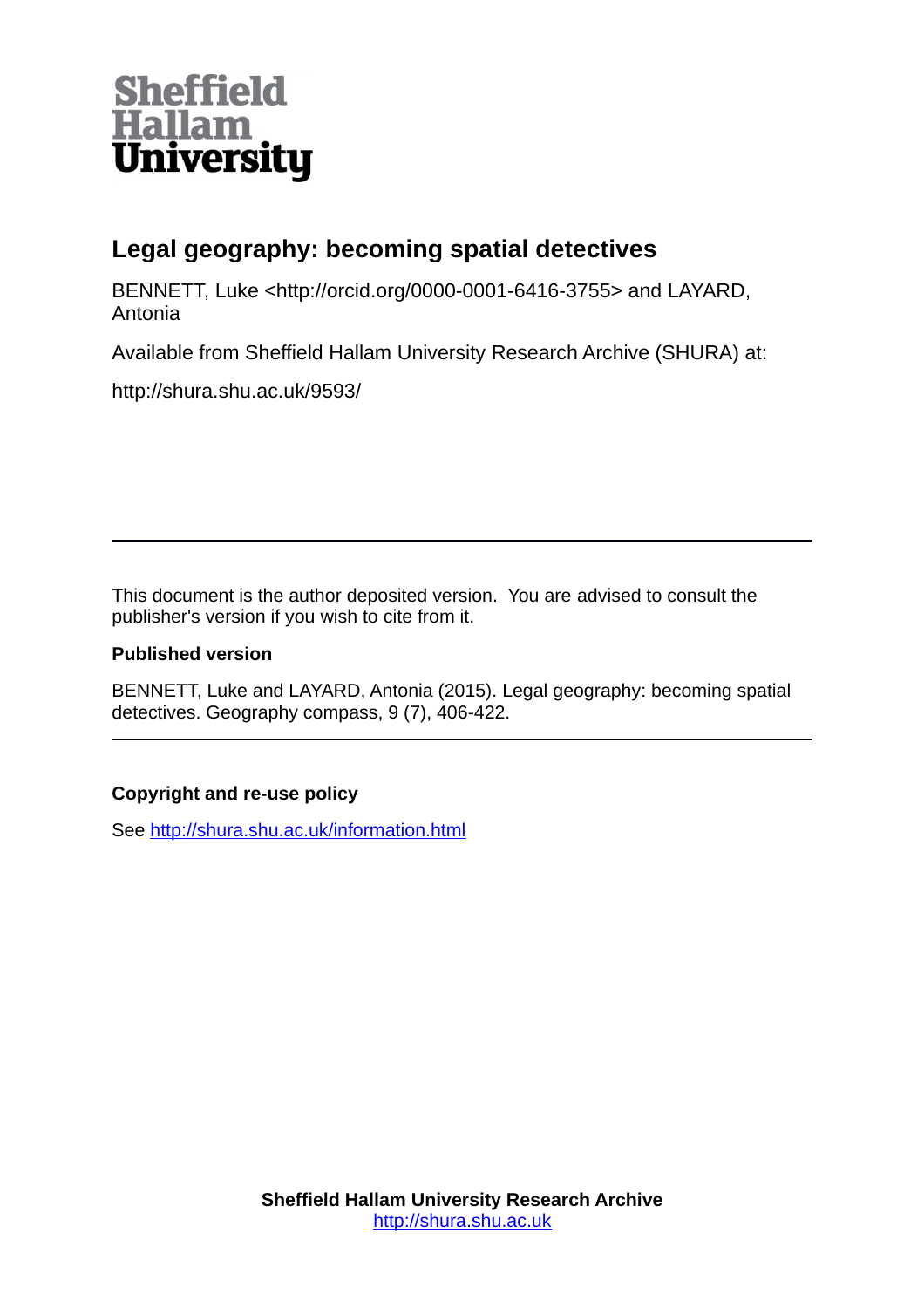Sheffield Hallam University

# Legal geography: becoming spatial detectives

BENNETT, Luke <http://orcid.org/0000-0001-6416-3755> and LAYARD, Antonia

Available from Sheffield Hallam University Research Archive (SHURA) at:

http://shura.shu.ac.uk/9593/

---

This document is the author deposited version. You are advised to consult the publisher's version if you wish to cite from it.

**Published version**

BENNETT, Luke and LAYARD, Antonia (2015). Legal geography: becoming spatial detectives. Geography compass, 9 (7), 406-422.

---

**Copyright and re-use policy**

See http://shura.shu.ac.uk/information.html

**Sheffield Hallam University Research Archive**
http://shura.shu.ac.uk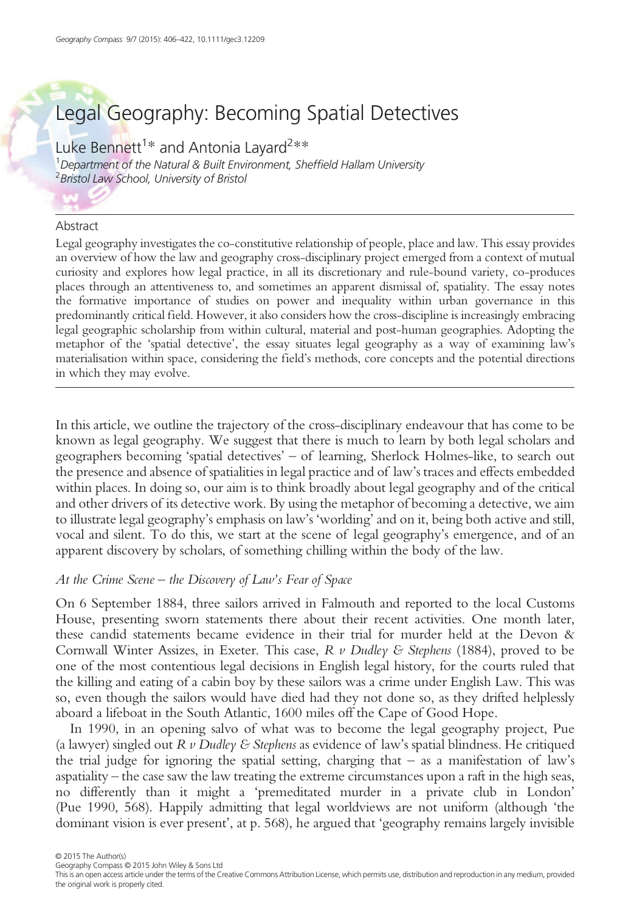# Legal Geography: Becoming Spatial Detectives

Luke Bennett[1]* and Antonia Layard[2]**

[1]*Department of the Natural & Built Environment, Sheffield Hallam University*
[2]*Bristol Law School, University of Bristol*

## Abstract

Legal geography investigates the co-constitutive relationship of people, place and law. This essay provides an overview of how the law and geography cross-disciplinary project emerged from a context of mutual curiosity and explores how legal practice, in all its discretionary and rule-bound variety, co-produces places through an attentiveness to, and sometimes an apparent dismissal of, spatiality. The essay notes the formative importance of studies on power and inequality within urban governance in this predominantly critical field. However, it also considers how the cross-discipline is increasingly embracing legal geographic scholarship from within cultural, material and post-human geographies. Adopting the metaphor of the 'spatial detective', the essay situates legal geography as a way of examining law's materialisation within space, considering the field's methods, core concepts and the potential directions in which they may evolve.

In this article, we outline the trajectory of the cross-disciplinary endeavour that has come to be known as legal geography. We suggest that there is much to learn by both legal scholars and geographers becoming 'spatial detectives' – of learning, Sherlock Holmes-like, to search out the presence and absence of spatialities in legal practice and of law's traces and effects embedded within places. In doing so, our aim is to think broadly about legal geography and of the critical and other drivers of its detective work. By using the metaphor of becoming a detective, we aim to illustrate legal geography's emphasis on law's 'worlding' and on it, being both active and still, vocal and silent. To do this, we start at the scene of legal geography's emergence, and of an apparent discovery by scholars, of something chilling within the body of the law.

### *At the Crime Scene – the Discovery of Law's Fear of Space*

On 6 September 1884, three sailors arrived in Falmouth and reported to the local Customs House, presenting sworn statements there about their recent activities. One month later, these candid statements became evidence in their trial for murder held at the Devon & Cornwall Winter Assizes, in Exeter. This case, *R v Dudley & Stephens* (1884), proved to be one of the most contentious legal decisions in English legal history, for the courts ruled that the killing and eating of a cabin boy by these sailors was a crime under English Law. This was so, even though the sailors would have died had they not done so, as they drifted helplessly aboard a lifeboat in the South Atlantic, 1600 miles off the Cape of Good Hope.

In 1990, in an opening salvo of what was to become the legal geography project, Pue (a lawyer) singled out *R v Dudley & Stephens* as evidence of law's spatial blindness. He critiqued the trial judge for ignoring the spatial setting, charging that – as a manifestation of law's aspatiality – the case saw the law treating the extreme circumstances upon a raft in the high seas, no differently than it might a 'premeditated murder in a private club in London' (Pue 1990, 568). Happily admitting that legal worldviews are not uniform (although 'the dominant vision is ever present', at p. 568), he argued that 'geography remains largely invisible

© 2015 The Author(s)
Geography Compass © 2015 John Wiley & Sons Ltd
This is an open access article under the terms of the Creative Commons Attribution License, which permits use, distribution and reproduction in any medium, provided the original work is properly cited.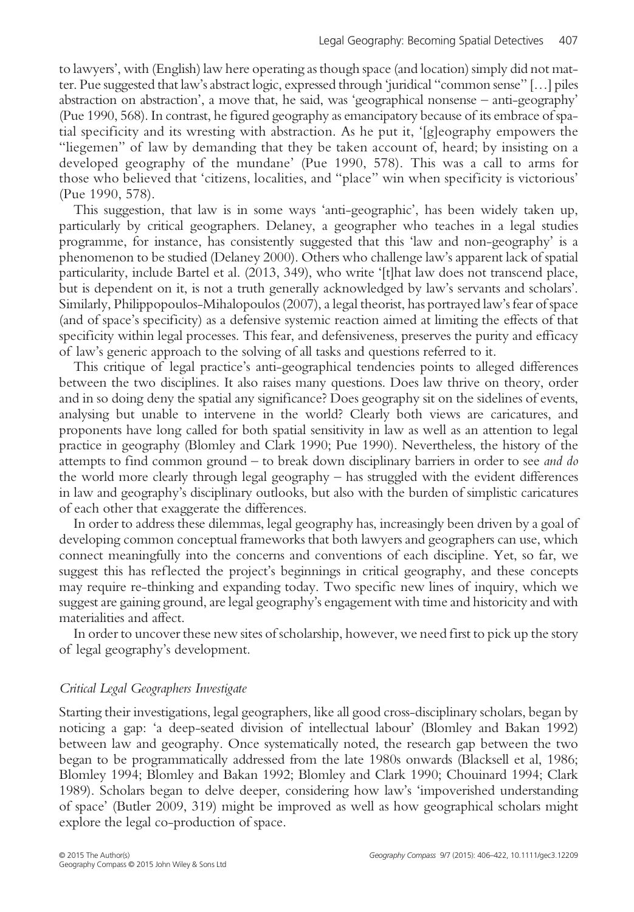to lawyers', with (English) law here operating as though space (and location) simply did not matter. Pue suggested that law's abstract logic, expressed through 'juridical "common sense" […] piles abstraction on abstraction', a move that, he said, was 'geographical nonsense – anti-geography' (Pue 1990, 568). In contrast, he figured geography as emancipatory because of its embrace of spatial specificity and its wresting with abstraction. As he put it, '[g]eography empowers the "liegemen" of law by demanding that they be taken account of, heard; by insisting on a developed geography of the mundane' (Pue 1990, 578). This was a call to arms for those who believed that 'citizens, localities, and "place" win when specificity is victorious' (Pue 1990, 578).

This suggestion, that law is in some ways 'anti-geographic', has been widely taken up, particularly by critical geographers. Delaney, a geographer who teaches in a legal studies programme, for instance, has consistently suggested that this 'law and non-geography' is a phenomenon to be studied (Delaney 2000). Others who challenge law's apparent lack of spatial particularity, include Bartel et al. (2013, 349), who write '[t]hat law does not transcend place, but is dependent on it, is not a truth generally acknowledged by law's servants and scholars'. Similarly, Philippopoulos-Mihalopoulos (2007), a legal theorist, has portrayed law's fear of space (and of space's specificity) as a defensive systemic reaction aimed at limiting the effects of that specificity within legal processes. This fear, and defensiveness, preserves the purity and efficacy of law's generic approach to the solving of all tasks and questions referred to it.

This critique of legal practice's anti-geographical tendencies points to alleged differences between the two disciplines. It also raises many questions. Does law thrive on theory, order and in so doing deny the spatial any significance? Does geography sit on the sidelines of events, analysing but unable to intervene in the world? Clearly both views are caricatures, and proponents have long called for both spatial sensitivity in law as well as an attention to legal practice in geography (Blomley and Clark 1990; Pue 1990). Nevertheless, the history of the attempts to find common ground – to break down disciplinary barriers in order to see *and do* the world more clearly through legal geography – has struggled with the evident differences in law and geography's disciplinary outlooks, but also with the burden of simplistic caricatures of each other that exaggerate the differences.

In order to address these dilemmas, legal geography has, increasingly been driven by a goal of developing common conceptual frameworks that both lawyers and geographers can use, which connect meaningfully into the concerns and conventions of each discipline. Yet, so far, we suggest this has reflected the project's beginnings in critical geography, and these concepts may require re-thinking and expanding today. Two specific new lines of inquiry, which we suggest are gaining ground, are legal geography's engagement with time and historicity and with materialities and affect.

In order to uncover these new sites of scholarship, however, we need first to pick up the story of legal geography's development.

### *Critical Legal Geographers Investigate*

Starting their investigations, legal geographers, like all good cross-disciplinary scholars, began by noticing a gap: 'a deep-seated division of intellectual labour' (Blomley and Bakan 1992) between law and geography. Once systematically noted, the research gap between the two began to be programmatically addressed from the late 1980s onwards (Blacksell et al, 1986; Blomley 1994; Blomley and Bakan 1992; Blomley and Clark 1990; Chouinard 1994; Clark 1989). Scholars began to delve deeper, considering how law's 'impoverished understanding of space' (Butler 2009, 319) might be improved as well as how geographical scholars might explore the legal co-production of space.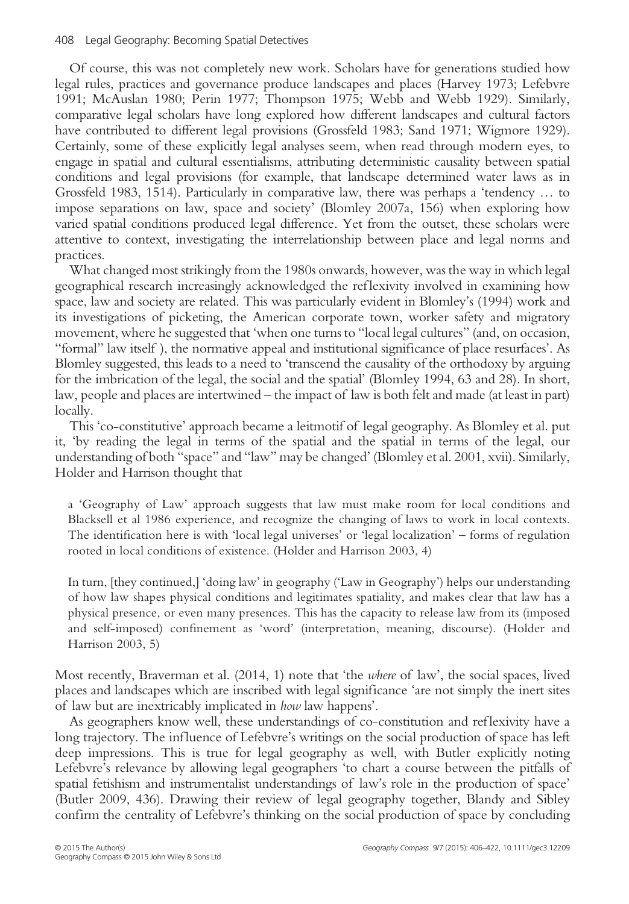Of course, this was not completely new work. Scholars have for generations studied how legal rules, practices and governance produce landscapes and places (Harvey 1973; Lefebvre 1991; McAuslan 1980; Perin 1977; Thompson 1975; Webb and Webb 1929). Similarly, comparative legal scholars have long explored how different landscapes and cultural factors have contributed to different legal provisions (Grossfeld 1983; Sand 1971; Wigmore 1929). Certainly, some of these explicitly legal analyses seem, when read through modern eyes, to engage in spatial and cultural essentialisms, attributing deterministic causality between spatial conditions and legal provisions (for example, that landscape determined water laws as in Grossfeld 1983, 1514). Particularly in comparative law, there was perhaps a 'tendency … to impose separations on law, space and society' (Blomley 2007a, 156) when exploring how varied spatial conditions produced legal difference. Yet from the outset, these scholars were attentive to context, investigating the interrelationship between place and legal norms and practices.

What changed most strikingly from the 1980s onwards, however, was the way in which legal geographical research increasingly acknowledged the reflexivity involved in examining how space, law and society are related. This was particularly evident in Blomley's (1994) work and its investigations of picketing, the American corporate town, worker safety and migratory movement, where he suggested that 'when one turns to "local legal cultures" (and, on occasion, "formal" law itself ), the normative appeal and institutional significance of place resurfaces'. As Blomley suggested, this leads to a need to 'transcend the causality of the orthodoxy by arguing for the imbrication of the legal, the social and the spatial' (Blomley 1994, 63 and 28). In short, law, people and places are intertwined – the impact of law is both felt and made (at least in part) locally.

This 'co-constitutive' approach became a leitmotif of legal geography. As Blomley et al. put it, 'by reading the legal in terms of the spatial and the spatial in terms of the legal, our understanding of both "space" and "law" may be changed' (Blomley et al. 2001, xvii). Similarly, Holder and Harrison thought that

> a 'Geography of Law' approach suggests that law must make room for local conditions and Blacksell et al 1986 experience, and recognize the changing of laws to work in local contexts. The identification here is with 'local legal universes' or 'legal localization' – forms of regulation rooted in local conditions of existence. (Holder and Harrison 2003, 4)

> In turn, [they continued,] 'doing law' in geography ('Law in Geography') helps our understanding of how law shapes physical conditions and legitimates spatiality, and makes clear that law has a physical presence, or even many presences. This has the capacity to release law from its (imposed and self-imposed) confinement as 'word' (interpretation, meaning, discourse). (Holder and Harrison 2003, 5)

Most recently, Braverman et al. (2014, 1) note that 'the *where* of law', the social spaces, lived places and landscapes which are inscribed with legal significance 'are not simply the inert sites of law but are inextricably implicated in *how* law happens'.

As geographers know well, these understandings of co-constitution and reflexivity have a long trajectory. The influence of Lefebvre's writings on the social production of space has left deep impressions. This is true for legal geography as well, with Butler explicitly noting Lefebvre's relevance by allowing legal geographers 'to chart a course between the pitfalls of spatial fetishism and instrumentalist understandings of law's role in the production of space' (Butler 2009, 436). Drawing their review of legal geography together, Blandy and Sibley confirm the centrality of Lefebvre's thinking on the social production of space by concluding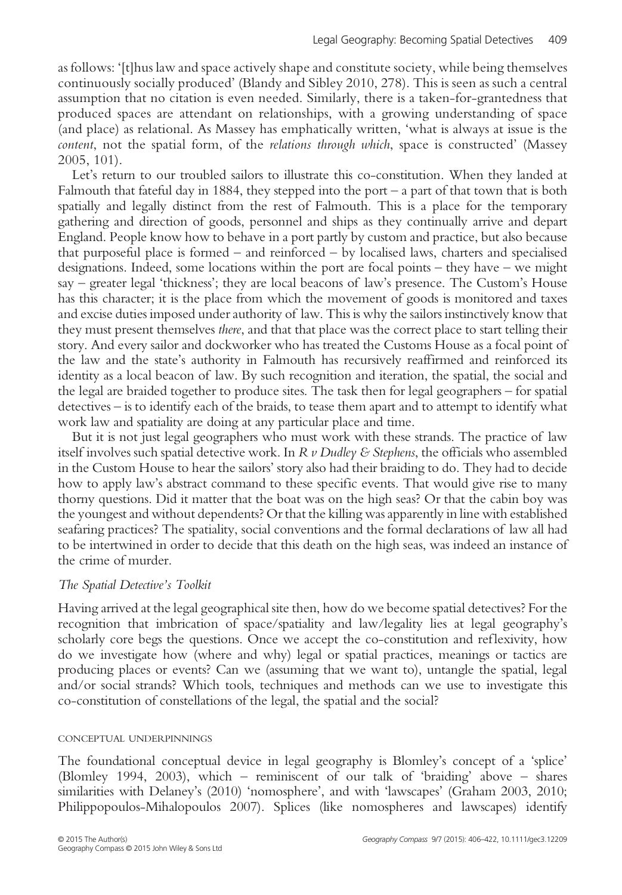as follows: '[t]hus law and space actively shape and constitute society, while being themselves continuously socially produced' (Blandy and Sibley 2010, 278). This is seen as such a central assumption that no citation is even needed. Similarly, there is a taken-for-grantedness that produced spaces are attendant on relationships, with a growing understanding of space (and place) as relational. As Massey has emphatically written, 'what is always at issue is the *content*, not the spatial form, of the *relations through which*, space is constructed' (Massey 2005, 101).

Let's return to our troubled sailors to illustrate this co-constitution. When they landed at Falmouth that fateful day in 1884, they stepped into the port – a part of that town that is both spatially and legally distinct from the rest of Falmouth. This is a place for the temporary gathering and direction of goods, personnel and ships as they continually arrive and depart England. People know how to behave in a port partly by custom and practice, but also because that purposeful place is formed – and reinforced – by localised laws, charters and specialised designations. Indeed, some locations within the port are focal points – they have – we might say – greater legal 'thickness'; they are local beacons of law's presence. The Custom's House has this character; it is the place from which the movement of goods is monitored and taxes and excise duties imposed under authority of law. This is why the sailors instinctively know that they must present themselves *there*, and that that place was the correct place to start telling their story. And every sailor and dockworker who has treated the Customs House as a focal point of the law and the state's authority in Falmouth has recursively reaffirmed and reinforced its identity as a local beacon of law. By such recognition and iteration, the spatial, the social and the legal are braided together to produce sites. The task then for legal geographers – for spatial detectives – is to identify each of the braids, to tease them apart and to attempt to identify what work law and spatiality are doing at any particular place and time.

But it is not just legal geographers who must work with these strands. The practice of law itself involves such spatial detective work. In *R v Dudley & Stephens*, the officials who assembled in the Custom House to hear the sailors' story also had their braiding to do. They had to decide how to apply law's abstract command to these specific events. That would give rise to many thorny questions. Did it matter that the boat was on the high seas? Or that the cabin boy was the youngest and without dependents? Or that the killing was apparently in line with established seafaring practices? The spatiality, social conventions and the formal declarations of law all had to be intertwined in order to decide that this death on the high seas, was indeed an instance of the crime of murder.

### *The Spatial Detective's Toolkit*

Having arrived at the legal geographical site then, how do we become spatial detectives? For the recognition that imbrication of space/spatiality and law/legality lies at legal geography's scholarly core begs the questions. Once we accept the co-constitution and reflexivity, how do we investigate how (where and why) legal or spatial practices, meanings or tactics are producing places or events? Can we (assuming that we want to), untangle the spatial, legal and/or social strands? Which tools, techniques and methods can we use to investigate this co-constitution of constellations of the legal, the spatial and the social?

#### CONCEPTUAL UNDERPINNINGS

The foundational conceptual device in legal geography is Blomley's concept of a 'splice' (Blomley 1994, 2003), which – reminiscent of our talk of 'braiding' above – shares similarities with Delaney's (2010) 'nomosphere', and with 'lawscapes' (Graham 2003, 2010; Philippopoulos-Mihalopoulos 2007). Splices (like nomospheres and lawscapes) identify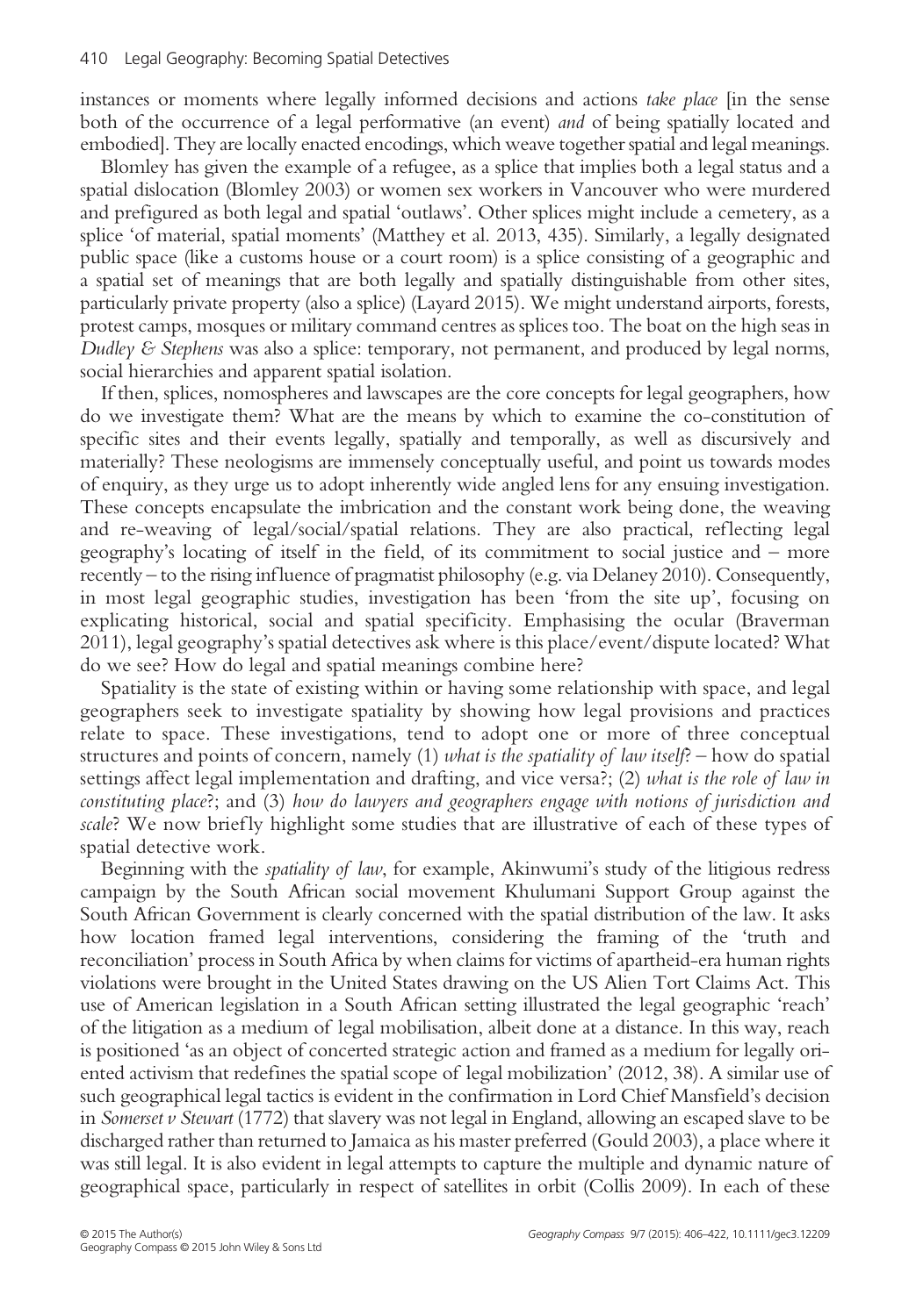instances or moments where legally informed decisions and actions *take place* [in the sense both of the occurrence of a legal performative (an event) *and* of being spatially located and embodied]. They are locally enacted encodings, which weave together spatial and legal meanings.

Blomley has given the example of a refugee, as a splice that implies both a legal status and a spatial dislocation (Blomley 2003) or women sex workers in Vancouver who were murdered and prefigured as both legal and spatial 'outlaws'. Other splices might include a cemetery, as a splice 'of material, spatial moments' (Matthey et al. 2013, 435). Similarly, a legally designated public space (like a customs house or a court room) is a splice consisting of a geographic and a spatial set of meanings that are both legally and spatially distinguishable from other sites, particularly private property (also a splice) (Layard 2015). We might understand airports, forests, protest camps, mosques or military command centres as splices too. The boat on the high seas in *Dudley & Stephens* was also a splice: temporary, not permanent, and produced by legal norms, social hierarchies and apparent spatial isolation.

If then, splices, nomospheres and lawscapes are the core concepts for legal geographers, how do we investigate them? What are the means by which to examine the co-constitution of specific sites and their events legally, spatially and temporally, as well as discursively and materially? These neologisms are immensely conceptually useful, and point us towards modes of enquiry, as they urge us to adopt inherently wide angled lens for any ensuing investigation. These concepts encapsulate the imbrication and the constant work being done, the weaving and re-weaving of legal/social/spatial relations. They are also practical, reflecting legal geography's locating of itself in the field, of its commitment to social justice and – more recently – to the rising influence of pragmatist philosophy (e.g. via Delaney 2010). Consequently, in most legal geographic studies, investigation has been 'from the site up', focusing on explicating historical, social and spatial specificity. Emphasising the ocular (Braverman 2011), legal geography's spatial detectives ask where is this place/event/dispute located? What do we see? How do legal and spatial meanings combine here?

Spatiality is the state of existing within or having some relationship with space, and legal geographers seek to investigate spatiality by showing how legal provisions and practices relate to space. These investigations, tend to adopt one or more of three conceptual structures and points of concern, namely (1) *what is the spatiality of law itself*? – how do spatial settings affect legal implementation and drafting, and vice versa?; (2) *what is the role of law in constituting place*?; and (3) *how do lawyers and geographers engage with notions of jurisdiction and scale*? We now briefly highlight some studies that are illustrative of each of these types of spatial detective work.

Beginning with the *spatiality of law*, for example, Akinwumi's study of the litigious redress campaign by the South African social movement Khulumani Support Group against the South African Government is clearly concerned with the spatial distribution of the law. It asks how location framed legal interventions, considering the framing of the 'truth and reconciliation' process in South Africa by when claims for victims of apartheid-era human rights violations were brought in the United States drawing on the US Alien Tort Claims Act. This use of American legislation in a South African setting illustrated the legal geographic 'reach' of the litigation as a medium of legal mobilisation, albeit done at a distance. In this way, reach is positioned 'as an object of concerted strategic action and framed as a medium for legally oriented activism that redefines the spatial scope of legal mobilization' (2012, 38). A similar use of such geographical legal tactics is evident in the confirmation in Lord Chief Mansfield's decision in *Somerset v Stewart* (1772) that slavery was not legal in England, allowing an escaped slave to be discharged rather than returned to Jamaica as his master preferred (Gould 2003), a place where it was still legal. It is also evident in legal attempts to capture the multiple and dynamic nature of geographical space, particularly in respect of satellites in orbit (Collis 2009). In each of these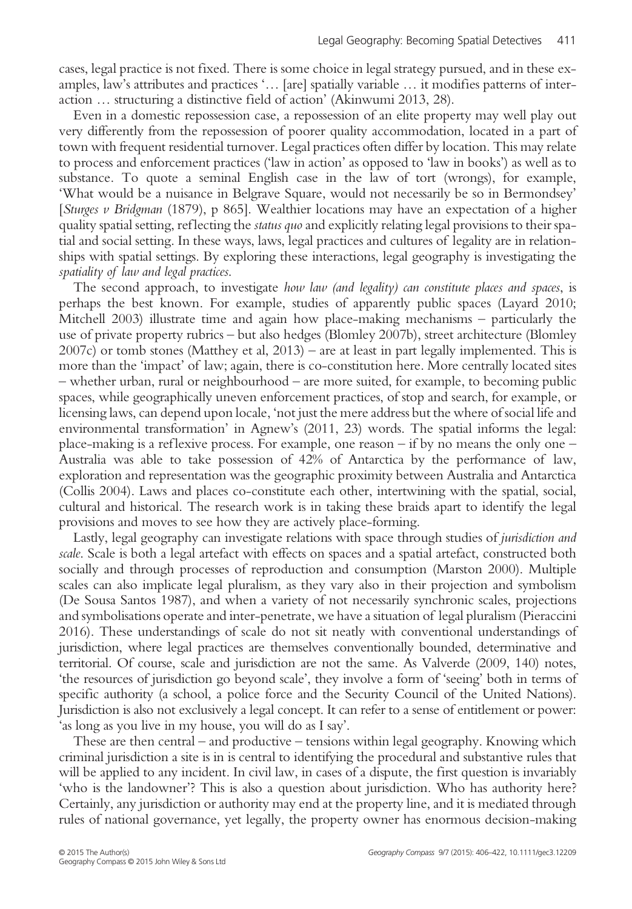cases, legal practice is not fixed. There is some choice in legal strategy pursued, and in these examples, law's attributes and practices '… [are] spatially variable … it modifies patterns of interaction … structuring a distinctive field of action' (Akinwumi 2013, 28).

Even in a domestic repossession case, a repossession of an elite property may well play out very differently from the repossession of poorer quality accommodation, located in a part of town with frequent residential turnover. Legal practices often differ by location. This may relate to process and enforcement practices ('law in action' as opposed to 'law in books') as well as to substance. To quote a seminal English case in the law of tort (wrongs), for example, 'What would be a nuisance in Belgrave Square, would not necessarily be so in Bermondsey' [*Sturges v Bridgman* (1879), p 865]. Wealthier locations may have an expectation of a higher quality spatial setting, reflecting the *status quo* and explicitly relating legal provisions to their spatial and social setting. In these ways, laws, legal practices and cultures of legality are in relationships with spatial settings. By exploring these interactions, legal geography is investigating the *spatiality of law and legal practices*.

The second approach, to investigate *how law (and legality) can constitute places and spaces*, is perhaps the best known. For example, studies of apparently public spaces (Layard 2010; Mitchell 2003) illustrate time and again how place-making mechanisms – particularly the use of private property rubrics – but also hedges (Blomley 2007b), street architecture (Blomley 2007c) or tomb stones (Matthey et al, 2013) – are at least in part legally implemented. This is more than the 'impact' of law; again, there is co-constitution here. More centrally located sites – whether urban, rural or neighbourhood – are more suited, for example, to becoming public spaces, while geographically uneven enforcement practices, of stop and search, for example, or licensing laws, can depend upon locale, 'not just the mere address but the where of social life and environmental transformation' in Agnew's (2011, 23) words. The spatial informs the legal: place-making is a reflexive process. For example, one reason – if by no means the only one – Australia was able to take possession of 42% of Antarctica by the performance of law, exploration and representation was the geographic proximity between Australia and Antarctica (Collis 2004). Laws and places co-constitute each other, intertwining with the spatial, social, cultural and historical. The research work is in taking these braids apart to identify the legal provisions and moves to see how they are actively place-forming.

Lastly, legal geography can investigate relations with space through studies of *jurisdiction and scale*. Scale is both a legal artefact with effects on spaces and a spatial artefact, constructed both socially and through processes of reproduction and consumption (Marston 2000). Multiple scales can also implicate legal pluralism, as they vary also in their projection and symbolism (De Sousa Santos 1987), and when a variety of not necessarily synchronic scales, projections and symbolisations operate and inter-penetrate, we have a situation of legal pluralism (Pieraccini 2016). These understandings of scale do not sit neatly with conventional understandings of jurisdiction, where legal practices are themselves conventionally bounded, determinative and territorial. Of course, scale and jurisdiction are not the same. As Valverde (2009, 140) notes, 'the resources of jurisdiction go beyond scale', they involve a form of 'seeing' both in terms of specific authority (a school, a police force and the Security Council of the United Nations). Jurisdiction is also not exclusively a legal concept. It can refer to a sense of entitlement or power: 'as long as you live in my house, you will do as I say'.

These are then central – and productive – tensions within legal geography. Knowing which criminal jurisdiction a site is in is central to identifying the procedural and substantive rules that will be applied to any incident. In civil law, in cases of a dispute, the first question is invariably 'who is the landowner'? This is also a question about jurisdiction. Who has authority here? Certainly, any jurisdiction or authority may end at the property line, and it is mediated through rules of national governance, yet legally, the property owner has enormous decision-making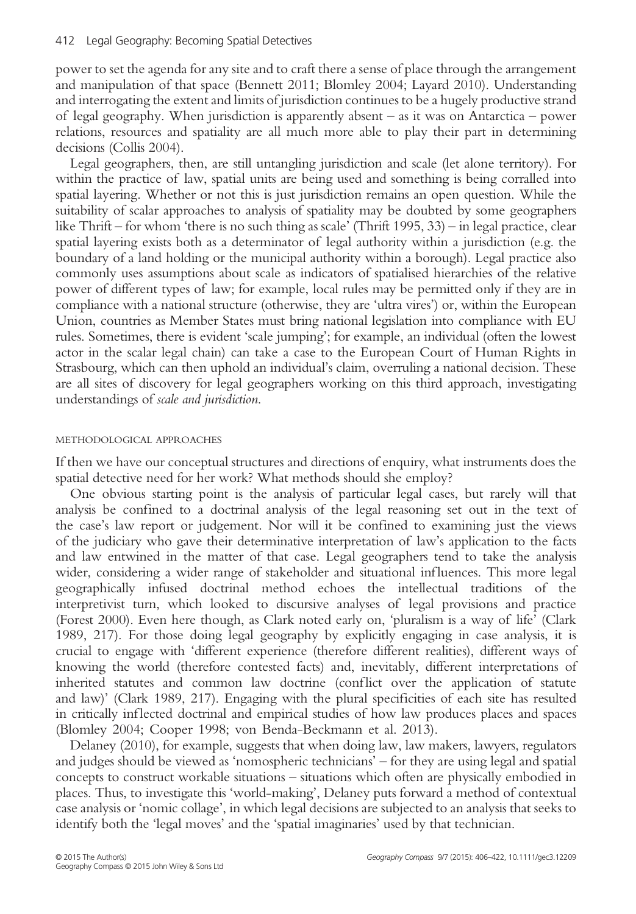power to set the agenda for any site and to craft there a sense of place through the arrangement and manipulation of that space (Bennett 2011; Blomley 2004; Layard 2010). Understanding and interrogating the extent and limits of jurisdiction continues to be a hugely productive strand of legal geography. When jurisdiction is apparently absent – as it was on Antarctica – power relations, resources and spatiality are all much more able to play their part in determining decisions (Collis 2004).

Legal geographers, then, are still untangling jurisdiction and scale (let alone territory). For within the practice of law, spatial units are being used and something is being corralled into spatial layering. Whether or not this is just jurisdiction remains an open question. While the suitability of scalar approaches to analysis of spatiality may be doubted by some geographers like Thrift – for whom 'there is no such thing as scale' (Thrift 1995, 33) – in legal practice, clear spatial layering exists both as a determinator of legal authority within a jurisdiction (e.g. the boundary of a land holding or the municipal authority within a borough). Legal practice also commonly uses assumptions about scale as indicators of spatialised hierarchies of the relative power of different types of law; for example, local rules may be permitted only if they are in compliance with a national structure (otherwise, they are 'ultra vires') or, within the European Union, countries as Member States must bring national legislation into compliance with EU rules. Sometimes, there is evident 'scale jumping'; for example, an individual (often the lowest actor in the scalar legal chain) can take a case to the European Court of Human Rights in Strasbourg, which can then uphold an individual's claim, overruling a national decision. These are all sites of discovery for legal geographers working on this third approach, investigating understandings of *scale and jurisdiction*.

## METHODOLOGICAL APPROACHES

If then we have our conceptual structures and directions of enquiry, what instruments does the spatial detective need for her work? What methods should she employ?

One obvious starting point is the analysis of particular legal cases, but rarely will that analysis be confined to a doctrinal analysis of the legal reasoning set out in the text of the case's law report or judgement. Nor will it be confined to examining just the views of the judiciary who gave their determinative interpretation of law's application to the facts and law entwined in the matter of that case. Legal geographers tend to take the analysis wider, considering a wider range of stakeholder and situational influences. This more legal geographically infused doctrinal method echoes the intellectual traditions of the interpretivist turn, which looked to discursive analyses of legal provisions and practice (Forest 2000). Even here though, as Clark noted early on, 'pluralism is a way of life' (Clark 1989, 217). For those doing legal geography by explicitly engaging in case analysis, it is crucial to engage with 'different experience (therefore different realities), different ways of knowing the world (therefore contested facts) and, inevitably, different interpretations of inherited statutes and common law doctrine (conflict over the application of statute and law)' (Clark 1989, 217). Engaging with the plural specificities of each site has resulted in critically inflected doctrinal and empirical studies of how law produces places and spaces (Blomley 2004; Cooper 1998; von Benda-Beckmann et al. 2013).

Delaney (2010), for example, suggests that when doing law, law makers, lawyers, regulators and judges should be viewed as 'nomospheric technicians' – for they are using legal and spatial concepts to construct workable situations – situations which often are physically embodied in places. Thus, to investigate this 'world-making', Delaney puts forward a method of contextual case analysis or 'nomic collage', in which legal decisions are subjected to an analysis that seeks to identify both the 'legal moves' and the 'spatial imaginaries' used by that technician.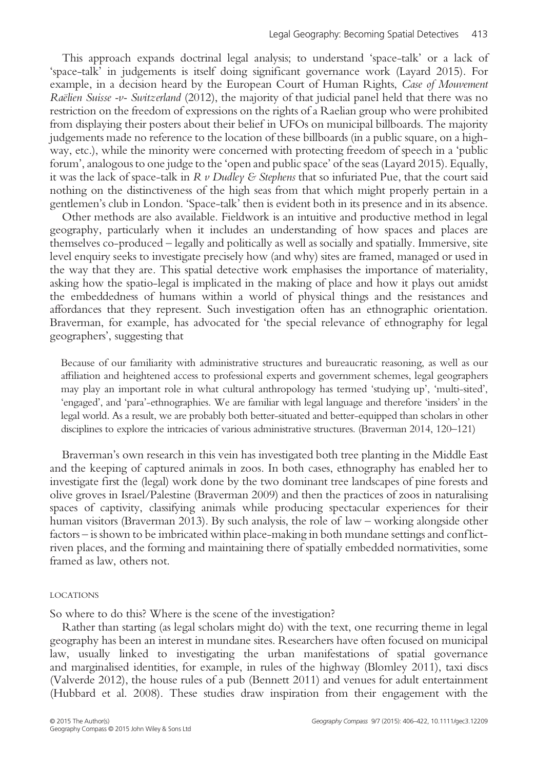This approach expands doctrinal legal analysis; to understand 'space-talk' or a lack of 'space-talk' in judgements is itself doing significant governance work (Layard 2015). For example, in a decision heard by the European Court of Human Rights, *Case of Mouvement Raëlien Suisse -v- Switzerland* (2012), the majority of that judicial panel held that there was no restriction on the freedom of expressions on the rights of a Raelian group who were prohibited from displaying their posters about their belief in UFOs on municipal billboards. The majority judgements made no reference to the location of these billboards (in a public square, on a highway, etc.), while the minority were concerned with protecting freedom of speech in a 'public forum', analogous to one judge to the 'open and public space' of the seas (Layard 2015). Equally, it was the lack of space-talk in *R v Dudley & Stephens* that so infuriated Pue, that the court said nothing on the distinctiveness of the high seas from that which might properly pertain in a gentlemen's club in London. 'Space-talk' then is evident both in its presence and in its absence.

Other methods are also available. Fieldwork is an intuitive and productive method in legal geography, particularly when it includes an understanding of how spaces and places are themselves co-produced – legally and politically as well as socially and spatially. Immersive, site level enquiry seeks to investigate precisely how (and why) sites are framed, managed or used in the way that they are. This spatial detective work emphasises the importance of materiality, asking how the spatio-legal is implicated in the making of place and how it plays out amidst the embeddedness of humans within a world of physical things and the resistances and affordances that they represent. Such investigation often has an ethnographic orientation. Braverman, for example, has advocated for 'the special relevance of ethnography for legal geographers', suggesting that

> Because of our familiarity with administrative structures and bureaucratic reasoning, as well as our affiliation and heightened access to professional experts and government schemes, legal geographers may play an important role in what cultural anthropology has termed 'studying up', 'multi-sited', 'engaged', and 'para'-ethnographies. We are familiar with legal language and therefore 'insiders' in the legal world. As a result, we are probably both better-situated and better-equipped than scholars in other disciplines to explore the intricacies of various administrative structures. (Braverman 2014, 120–121)

Braverman's own research in this vein has investigated both tree planting in the Middle East and the keeping of captured animals in zoos. In both cases, ethnography has enabled her to investigate first the (legal) work done by the two dominant tree landscapes of pine forests and olive groves in Israel/Palestine (Braverman 2009) and then the practices of zoos in naturalising spaces of captivity, classifying animals while producing spectacular experiences for their human visitors (Braverman 2013). By such analysis, the role of law – working alongside other factors – is shown to be imbricated within place-making in both mundane settings and conflict-riven places, and the forming and maintaining there of spatially embedded normativities, some framed as law, others not.

#### LOCATIONS

So where to do this? Where is the scene of the investigation?

Rather than starting (as legal scholars might do) with the text, one recurring theme in legal geography has been an interest in mundane sites. Researchers have often focused on municipal law, usually linked to investigating the urban manifestations of spatial governance and marginalised identities, for example, in rules of the highway (Blomley 2011), taxi discs (Valverde 2012), the house rules of a pub (Bennett 2011) and venues for adult entertainment (Hubbard et al. 2008). These studies draw inspiration from their engagement with the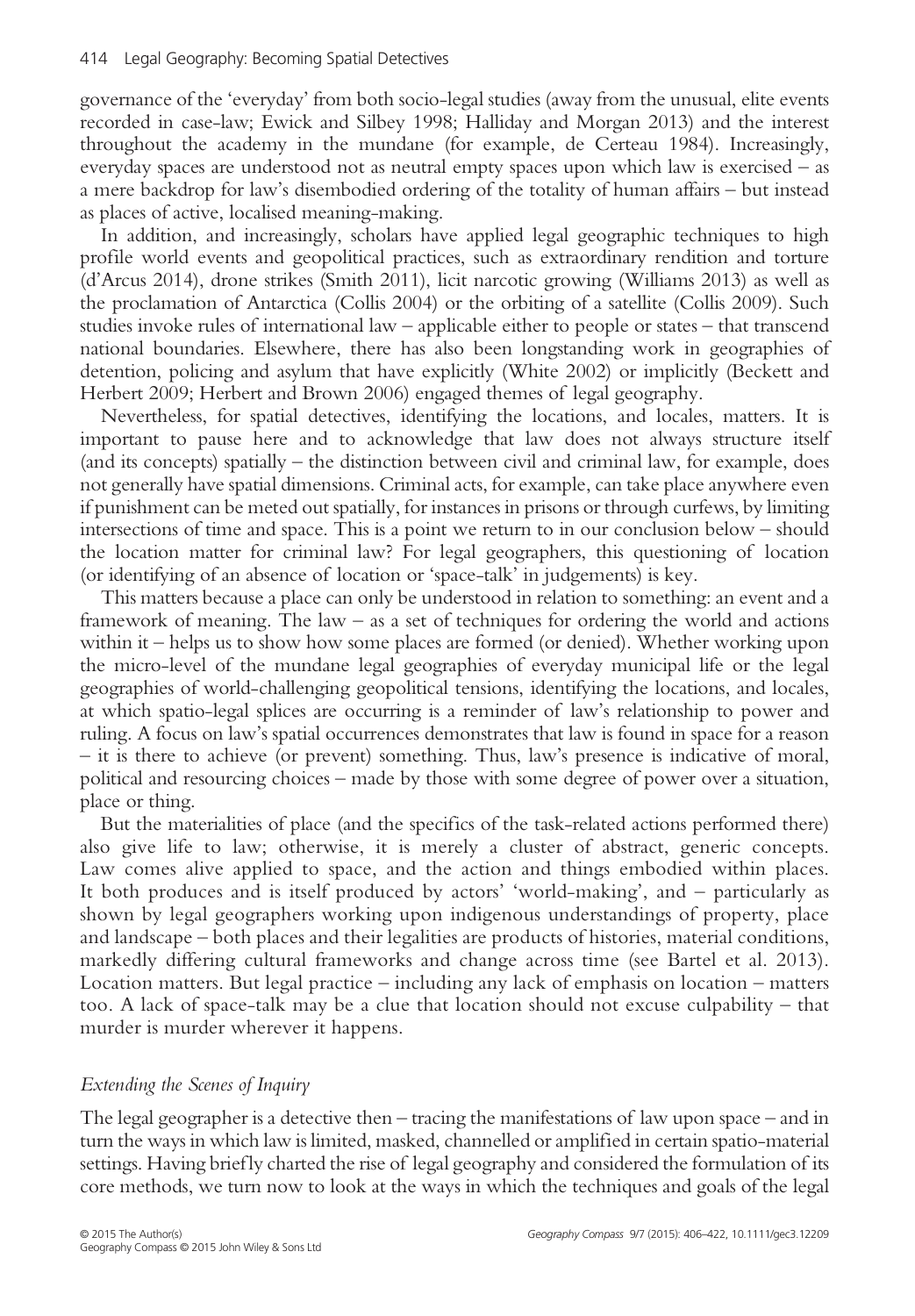governance of the 'everyday' from both socio-legal studies (away from the unusual, elite events recorded in case-law; Ewick and Silbey 1998; Halliday and Morgan 2013) and the interest throughout the academy in the mundane (for example, de Certeau 1984). Increasingly, everyday spaces are understood not as neutral empty spaces upon which law is exercised – as a mere backdrop for law's disembodied ordering of the totality of human affairs – but instead as places of active, localised meaning-making.

In addition, and increasingly, scholars have applied legal geographic techniques to high profile world events and geopolitical practices, such as extraordinary rendition and torture (d'Arcus 2014), drone strikes (Smith 2011), licit narcotic growing (Williams 2013) as well as the proclamation of Antarctica (Collis 2004) or the orbiting of a satellite (Collis 2009). Such studies invoke rules of international law – applicable either to people or states – that transcend national boundaries. Elsewhere, there has also been longstanding work in geographies of detention, policing and asylum that have explicitly (White 2002) or implicitly (Beckett and Herbert 2009; Herbert and Brown 2006) engaged themes of legal geography.

Nevertheless, for spatial detectives, identifying the locations, and locales, matters. It is important to pause here and to acknowledge that law does not always structure itself (and its concepts) spatially – the distinction between civil and criminal law, for example, does not generally have spatial dimensions. Criminal acts, for example, can take place anywhere even if punishment can be meted out spatially, for instances in prisons or through curfews, by limiting intersections of time and space. This is a point we return to in our conclusion below – should the location matter for criminal law? For legal geographers, this questioning of location (or identifying of an absence of location or 'space-talk' in judgements) is key.

This matters because a place can only be understood in relation to something: an event and a framework of meaning. The law – as a set of techniques for ordering the world and actions within it – helps us to show how some places are formed (or denied). Whether working upon the micro-level of the mundane legal geographies of everyday municipal life or the legal geographies of world-challenging geopolitical tensions, identifying the locations, and locales, at which spatio-legal splices are occurring is a reminder of law's relationship to power and ruling. A focus on law's spatial occurrences demonstrates that law is found in space for a reason – it is there to achieve (or prevent) something. Thus, law's presence is indicative of moral, political and resourcing choices – made by those with some degree of power over a situation, place or thing.

But the materialities of place (and the specifics of the task-related actions performed there) also give life to law; otherwise, it is merely a cluster of abstract, generic concepts. Law comes alive applied to space, and the action and things embodied within places. It both produces and is itself produced by actors' 'world-making', and – particularly as shown by legal geographers working upon indigenous understandings of property, place and landscape – both places and their legalities are products of histories, material conditions, markedly differing cultural frameworks and change across time (see Bartel et al. 2013). Location matters. But legal practice – including any lack of emphasis on location – matters too. A lack of space-talk may be a clue that location should not excuse culpability – that murder is murder wherever it happens.

### *Extending the Scenes of Inquiry*

The legal geographer is a detective then – tracing the manifestations of law upon space – and in turn the ways in which law is limited, masked, channelled or amplified in certain spatio-material settings. Having briefly charted the rise of legal geography and considered the formulation of its core methods, we turn now to look at the ways in which the techniques and goals of the legal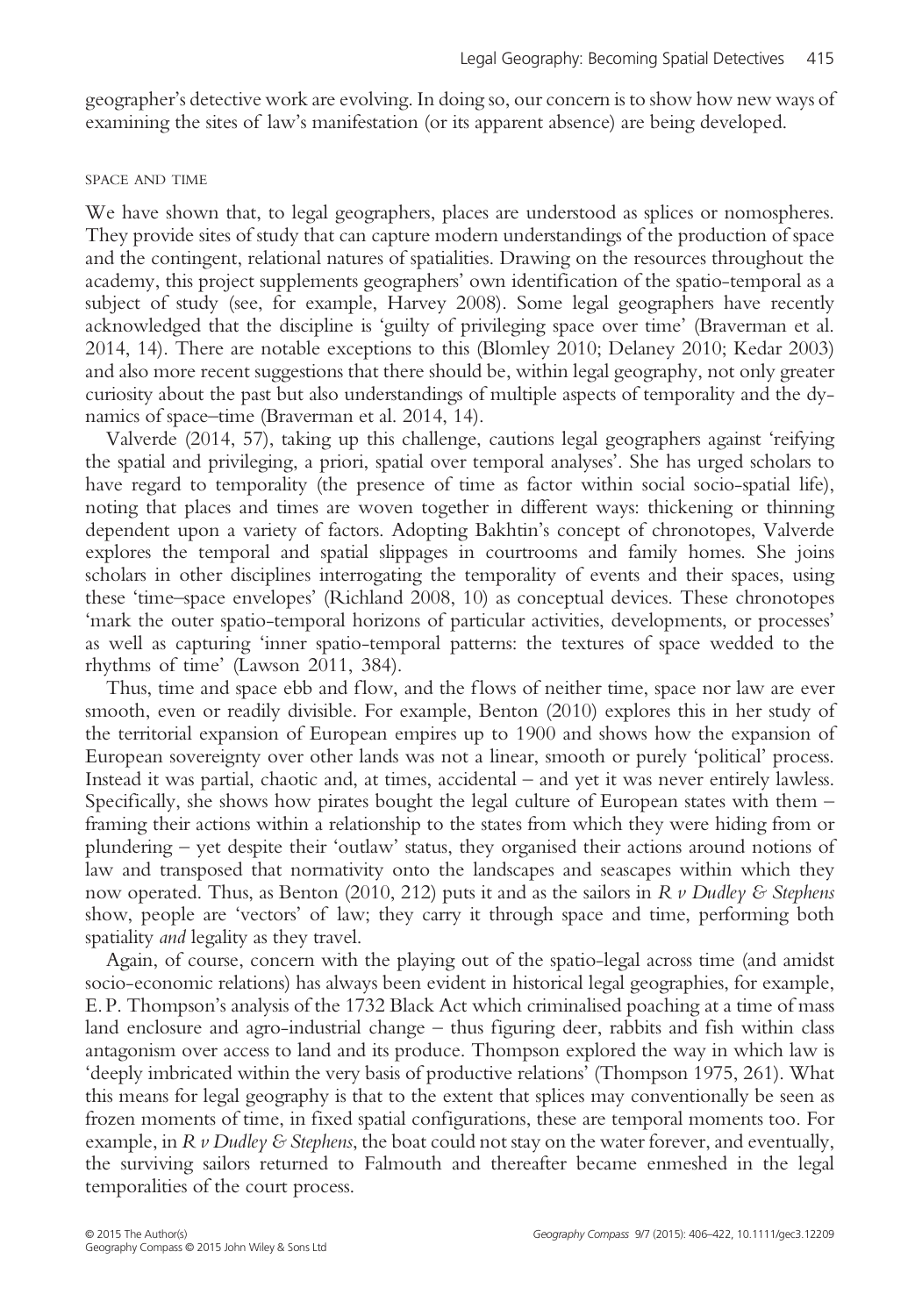geographer's detective work are evolving. In doing so, our concern is to show how new ways of examining the sites of law's manifestation (or its apparent absence) are being developed.

### SPACE AND TIME

We have shown that, to legal geographers, places are understood as splices or nomospheres. They provide sites of study that can capture modern understandings of the production of space and the contingent, relational natures of spatialities. Drawing on the resources throughout the academy, this project supplements geographers' own identification of the spatio-temporal as a subject of study (see, for example, Harvey 2008). Some legal geographers have recently acknowledged that the discipline is 'guilty of privileging space over time' (Braverman et al. 2014, 14). There are notable exceptions to this (Blomley 2010; Delaney 2010; Kedar 2003) and also more recent suggestions that there should be, within legal geography, not only greater curiosity about the past but also understandings of multiple aspects of temporality and the dynamics of space–time (Braverman et al. 2014, 14).

Valverde (2014, 57), taking up this challenge, cautions legal geographers against 'reifying the spatial and privileging, a priori, spatial over temporal analyses'. She has urged scholars to have regard to temporality (the presence of time as factor within social socio-spatial life), noting that places and times are woven together in different ways: thickening or thinning dependent upon a variety of factors. Adopting Bakhtin's concept of chronotopes, Valverde explores the temporal and spatial slippages in courtrooms and family homes. She joins scholars in other disciplines interrogating the temporality of events and their spaces, using these 'time–space envelopes' (Richland 2008, 10) as conceptual devices. These chronotopes 'mark the outer spatio-temporal horizons of particular activities, developments, or processes' as well as capturing 'inner spatio-temporal patterns: the textures of space wedded to the rhythms of time' (Lawson 2011, 384).

Thus, time and space ebb and flow, and the flows of neither time, space nor law are ever smooth, even or readily divisible. For example, Benton (2010) explores this in her study of the territorial expansion of European empires up to 1900 and shows how the expansion of European sovereignty over other lands was not a linear, smooth or purely 'political' process. Instead it was partial, chaotic and, at times, accidental – and yet it was never entirely lawless. Specifically, she shows how pirates bought the legal culture of European states with them – framing their actions within a relationship to the states from which they were hiding from or plundering – yet despite their 'outlaw' status, they organised their actions around notions of law and transposed that normativity onto the landscapes and seascapes within which they now operated. Thus, as Benton (2010, 212) puts it and as the sailors in *R v Dudley & Stephens* show, people are 'vectors' of law; they carry it through space and time, performing both spatiality *and* legality as they travel.

Again, of course, concern with the playing out of the spatio-legal across time (and amidst socio-economic relations) has always been evident in historical legal geographies, for example, E. P. Thompson's analysis of the 1732 Black Act which criminalised poaching at a time of mass land enclosure and agro-industrial change – thus figuring deer, rabbits and fish within class antagonism over access to land and its produce. Thompson explored the way in which law is 'deeply imbricated within the very basis of productive relations' (Thompson 1975, 261). What this means for legal geography is that to the extent that splices may conventionally be seen as frozen moments of time, in fixed spatial configurations, these are temporal moments too. For example, in *R v Dudley & Stephens*, the boat could not stay on the water forever, and eventually, the surviving sailors returned to Falmouth and thereafter became enmeshed in the legal temporalities of the court process.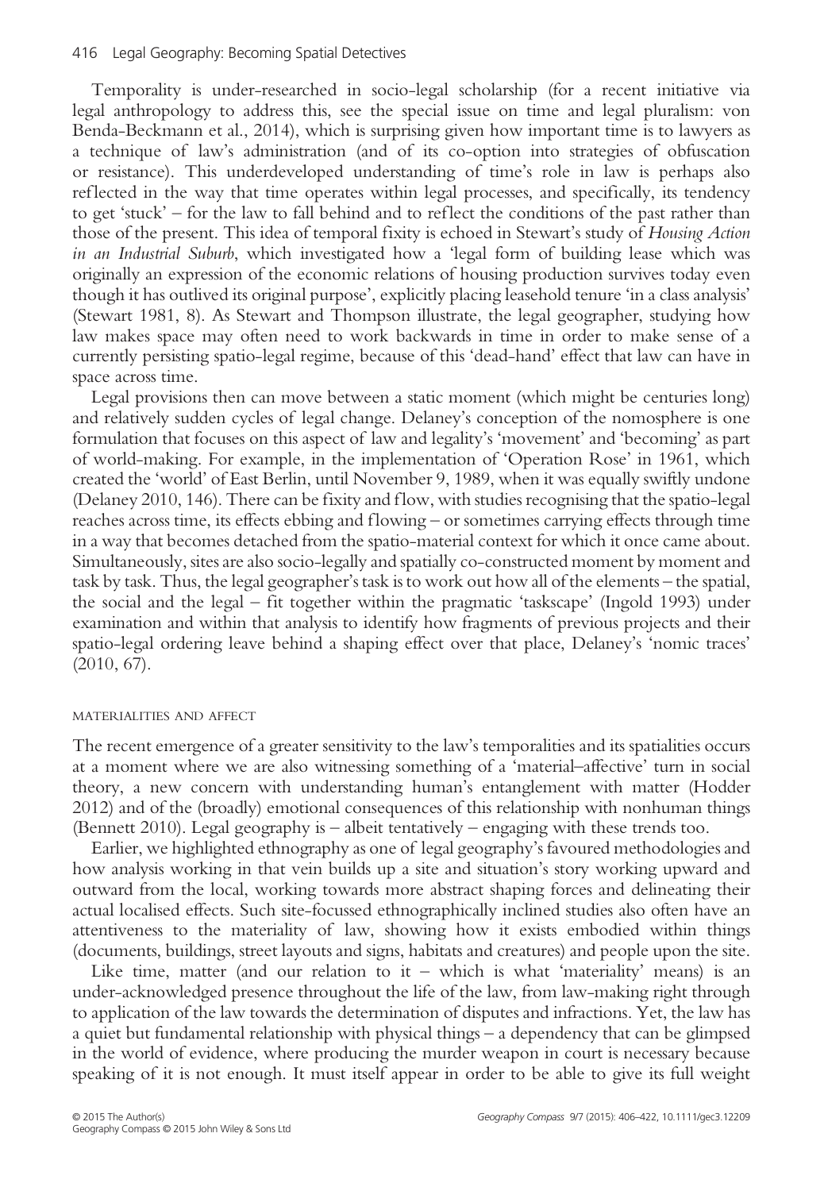Temporality is under-researched in socio-legal scholarship (for a recent initiative via legal anthropology to address this, see the special issue on time and legal pluralism: von Benda-Beckmann et al., 2014), which is surprising given how important time is to lawyers as a technique of law's administration (and of its co-option into strategies of obfuscation or resistance). This underdeveloped understanding of time's role in law is perhaps also reflected in the way that time operates within legal processes, and specifically, its tendency to get 'stuck' – for the law to fall behind and to reflect the conditions of the past rather than those of the present. This idea of temporal fixity is echoed in Stewart's study of *Housing Action in an Industrial Suburb*, which investigated how a 'legal form of building lease which was originally an expression of the economic relations of housing production survives today even though it has outlived its original purpose', explicitly placing leasehold tenure 'in a class analysis' (Stewart 1981, 8). As Stewart and Thompson illustrate, the legal geographer, studying how law makes space may often need to work backwards in time in order to make sense of a currently persisting spatio-legal regime, because of this 'dead-hand' effect that law can have in space across time.

Legal provisions then can move between a static moment (which might be centuries long) and relatively sudden cycles of legal change. Delaney's conception of the nomosphere is one formulation that focuses on this aspect of law and legality's 'movement' and 'becoming' as part of world-making. For example, in the implementation of 'Operation Rose' in 1961, which created the 'world' of East Berlin, until November 9, 1989, when it was equally swiftly undone (Delaney 2010, 146). There can be fixity and flow, with studies recognising that the spatio-legal reaches across time, its effects ebbing and flowing – or sometimes carrying effects through time in a way that becomes detached from the spatio-material context for which it once came about. Simultaneously, sites are also socio-legally and spatially co-constructed moment by moment and task by task. Thus, the legal geographer's task is to work out how all of the elements – the spatial, the social and the legal – fit together within the pragmatic 'taskscape' (Ingold 1993) under examination and within that analysis to identify how fragments of previous projects and their spatio-legal ordering leave behind a shaping effect over that place, Delaney's 'nomic traces' (2010, 67).

### MATERIALITIES AND AFFECT

The recent emergence of a greater sensitivity to the law's temporalities and its spatialities occurs at a moment where we are also witnessing something of a 'material–affective' turn in social theory, a new concern with understanding human's entanglement with matter (Hodder 2012) and of the (broadly) emotional consequences of this relationship with nonhuman things (Bennett 2010). Legal geography is – albeit tentatively – engaging with these trends too.

Earlier, we highlighted ethnography as one of legal geography's favoured methodologies and how analysis working in that vein builds up a site and situation's story working upward and outward from the local, working towards more abstract shaping forces and delineating their actual localised effects. Such site-focussed ethnographically inclined studies also often have an attentiveness to the materiality of law, showing how it exists embodied within things (documents, buildings, street layouts and signs, habitats and creatures) and people upon the site.

Like time, matter (and our relation to it – which is what 'materiality' means) is an under-acknowledged presence throughout the life of the law, from law-making right through to application of the law towards the determination of disputes and infractions. Yet, the law has a quiet but fundamental relationship with physical things – a dependency that can be glimpsed in the world of evidence, where producing the murder weapon in court is necessary because speaking of it is not enough. It must itself appear in order to be able to give its full weight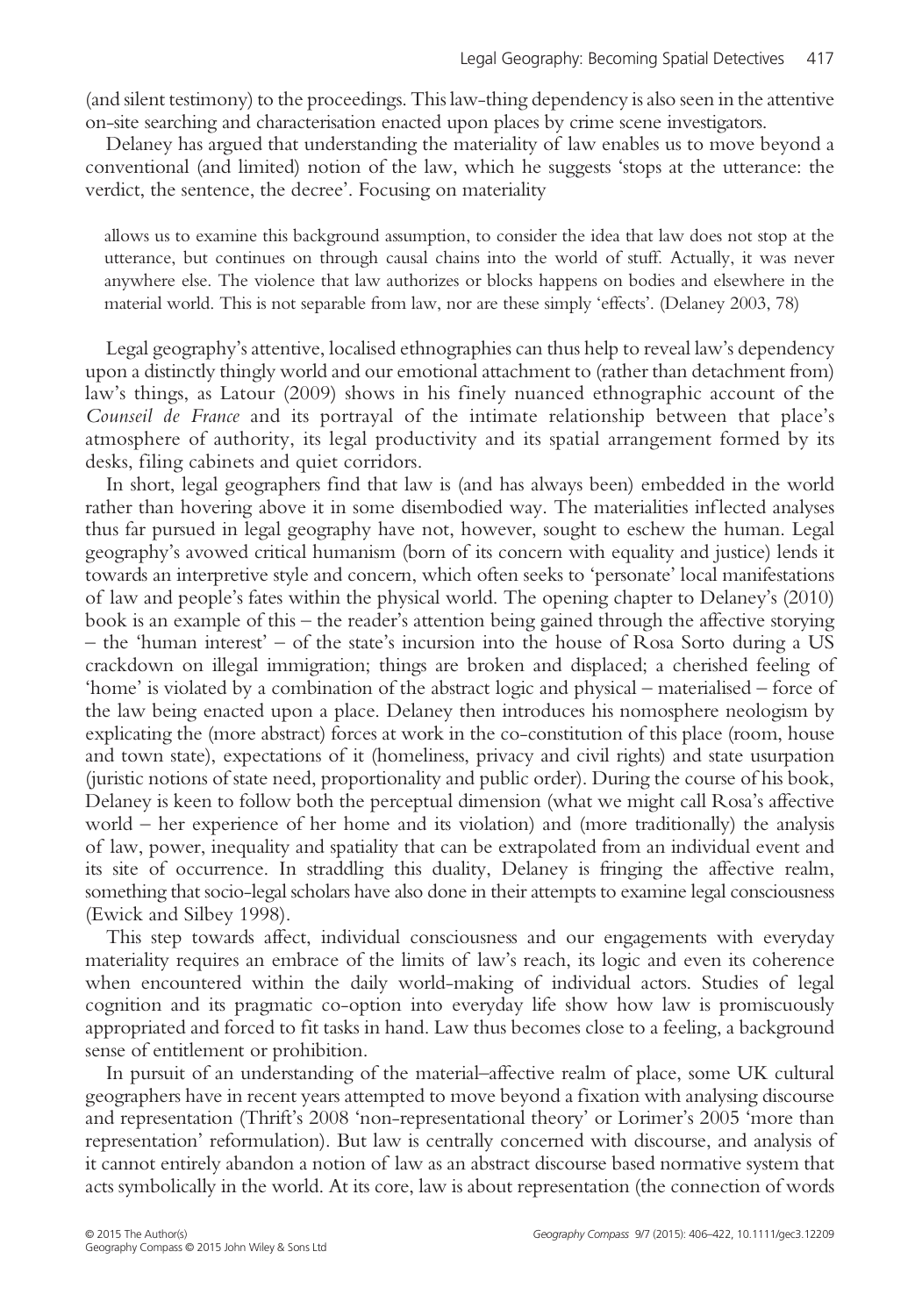(and silent testimony) to the proceedings. This law-thing dependency is also seen in the attentive on-site searching and characterisation enacted upon places by crime scene investigators.

Delaney has argued that understanding the materiality of law enables us to move beyond a conventional (and limited) notion of the law, which he suggests 'stops at the utterance: the verdict, the sentence, the decree'. Focusing on materiality

> allows us to examine this background assumption, to consider the idea that law does not stop at the utterance, but continues on through causal chains into the world of stuff. Actually, it was never anywhere else. The violence that law authorizes or blocks happens on bodies and elsewhere in the material world. This is not separable from law, nor are these simply 'effects'. (Delaney 2003, 78)

Legal geography's attentive, localised ethnographies can thus help to reveal law's dependency upon a distinctly thingly world and our emotional attachment to (rather than detachment from) law's things, as Latour (2009) shows in his finely nuanced ethnographic account of the *Counseil de France* and its portrayal of the intimate relationship between that place's atmosphere of authority, its legal productivity and its spatial arrangement formed by its desks, filing cabinets and quiet corridors.

In short, legal geographers find that law is (and has always been) embedded in the world rather than hovering above it in some disembodied way. The materialities inflected analyses thus far pursued in legal geography have not, however, sought to eschew the human. Legal geography's avowed critical humanism (born of its concern with equality and justice) lends it towards an interpretive style and concern, which often seeks to 'personate' local manifestations of law and people's fates within the physical world. The opening chapter to Delaney's (2010) book is an example of this – the reader's attention being gained through the affective storying – the 'human interest' – of the state's incursion into the house of Rosa Sorto during a US crackdown on illegal immigration; things are broken and displaced; a cherished feeling of 'home' is violated by a combination of the abstract logic and physical – materialised – force of the law being enacted upon a place. Delaney then introduces his nomosphere neologism by explicating the (more abstract) forces at work in the co-constitution of this place (room, house and town state), expectations of it (homeliness, privacy and civil rights) and state usurpation (juristic notions of state need, proportionality and public order). During the course of his book, Delaney is keen to follow both the perceptual dimension (what we might call Rosa's affective world – her experience of her home and its violation) and (more traditionally) the analysis of law, power, inequality and spatiality that can be extrapolated from an individual event and its site of occurrence. In straddling this duality, Delaney is fringing the affective realm, something that socio-legal scholars have also done in their attempts to examine legal consciousness (Ewick and Silbey 1998).

This step towards affect, individual consciousness and our engagements with everyday materiality requires an embrace of the limits of law's reach, its logic and even its coherence when encountered within the daily world-making of individual actors. Studies of legal cognition and its pragmatic co-option into everyday life show how law is promiscuously appropriated and forced to fit tasks in hand. Law thus becomes close to a feeling, a background sense of entitlement or prohibition.

In pursuit of an understanding of the material–affective realm of place, some UK cultural geographers have in recent years attempted to move beyond a fixation with analysing discourse and representation (Thrift's 2008 'non-representational theory' or Lorimer's 2005 'more than representation' reformulation). But law is centrally concerned with discourse, and analysis of it cannot entirely abandon a notion of law as an abstract discourse based normative system that acts symbolically in the world. At its core, law is about representation (the connection of words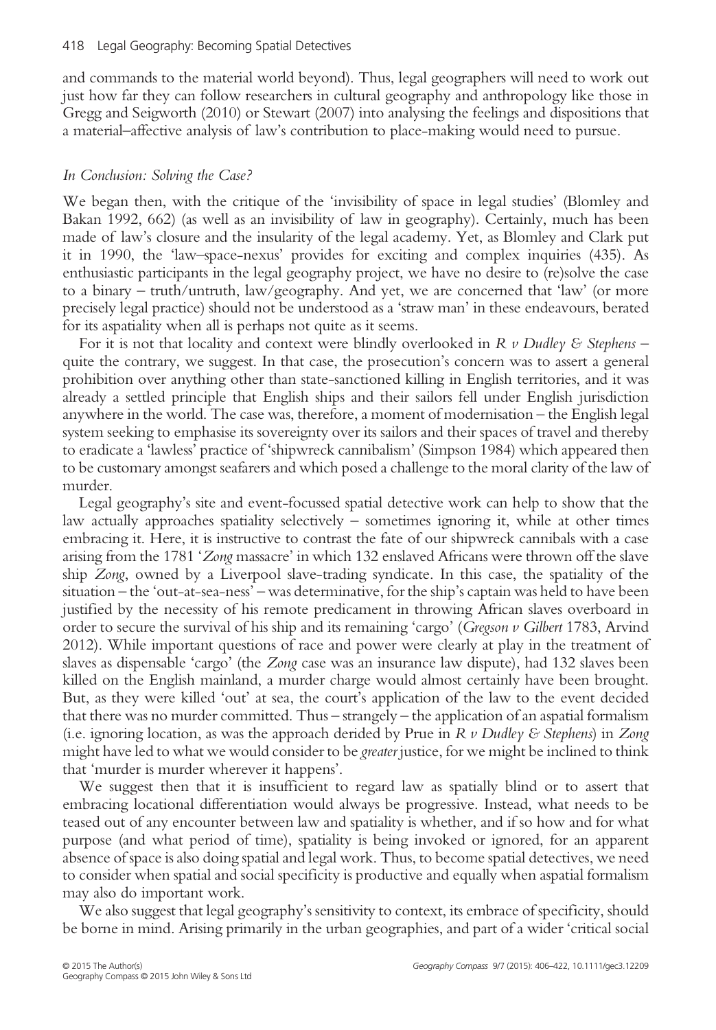and commands to the material world beyond). Thus, legal geographers will need to work out just how far they can follow researchers in cultural geography and anthropology like those in Gregg and Seigworth (2010) or Stewart (2007) into analysing the feelings and dispositions that a material–affective analysis of law's contribution to place-making would need to pursue.

### *In Conclusion: Solving the Case?*

We began then, with the critique of the 'invisibility of space in legal studies' (Blomley and Bakan 1992, 662) (as well as an invisibility of law in geography). Certainly, much has been made of law's closure and the insularity of the legal academy. Yet, as Blomley and Clark put it in 1990, the 'law–space-nexus' provides for exciting and complex inquiries (435). As enthusiastic participants in the legal geography project, we have no desire to (re)solve the case to a binary – truth/untruth, law/geography. And yet, we are concerned that 'law' (or more precisely legal practice) should not be understood as a 'straw man' in these endeavours, berated for its aspatiality when all is perhaps not quite as it seems.

For it is not that locality and context were blindly overlooked in *R v Dudley & Stephens* – quite the contrary, we suggest. In that case, the prosecution's concern was to assert a general prohibition over anything other than state-sanctioned killing in English territories, and it was already a settled principle that English ships and their sailors fell under English jurisdiction anywhere in the world. The case was, therefore, a moment of modernisation – the English legal system seeking to emphasise its sovereignty over its sailors and their spaces of travel and thereby to eradicate a 'lawless' practice of 'shipwreck cannibalism' (Simpson 1984) which appeared then to be customary amongst seafarers and which posed a challenge to the moral clarity of the law of murder.

Legal geography's site and event-focussed spatial detective work can help to show that the law actually approaches spatiality selectively – sometimes ignoring it, while at other times embracing it. Here, it is instructive to contrast the fate of our shipwreck cannibals with a case arising from the 1781 '*Zong* massacre' in which 132 enslaved Africans were thrown off the slave ship *Zong*, owned by a Liverpool slave-trading syndicate. In this case, the spatiality of the situation – the 'out-at-sea-ness' – was determinative, for the ship's captain was held to have been justified by the necessity of his remote predicament in throwing African slaves overboard in order to secure the survival of his ship and its remaining 'cargo' (*Gregson v Gilbert* 1783, Arvind 2012). While important questions of race and power were clearly at play in the treatment of slaves as dispensable 'cargo' (the *Zong* case was an insurance law dispute), had 132 slaves been killed on the English mainland, a murder charge would almost certainly have been brought. But, as they were killed 'out' at sea, the court's application of the law to the event decided that there was no murder committed. Thus – strangely – the application of an aspatial formalism (i.e. ignoring location, as was the approach derided by Prue in *R v Dudley & Stephens*) in *Zong* might have led to what we would consider to be *greater* justice, for we might be inclined to think that 'murder is murder wherever it happens'.

We suggest then that it is insufficient to regard law as spatially blind or to assert that embracing locational differentiation would always be progressive. Instead, what needs to be teased out of any encounter between law and spatiality is whether, and if so how and for what purpose (and what period of time), spatiality is being invoked or ignored, for an apparent absence of space is also doing spatial and legal work. Thus, to become spatial detectives, we need to consider when spatial and social specificity is productive and equally when aspatial formalism may also do important work.

We also suggest that legal geography's sensitivity to context, its embrace of specificity, should be borne in mind. Arising primarily in the urban geographies, and part of a wider 'critical social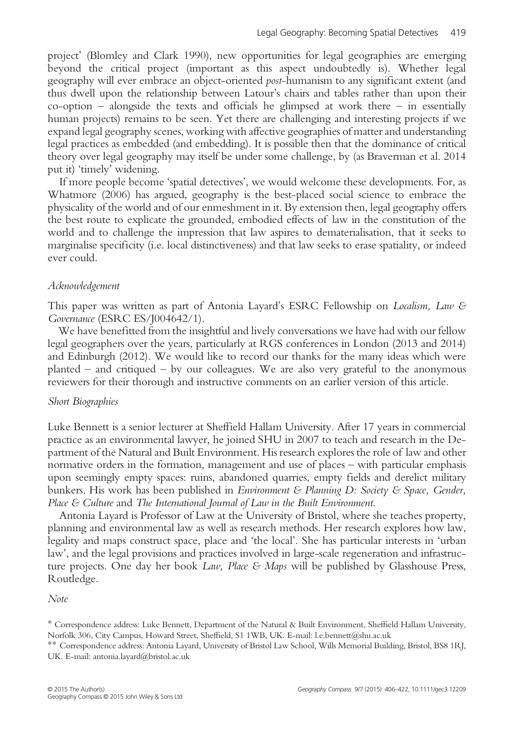project' (Blomley and Clark 1990), new opportunities for legal geographies are emerging beyond the critical project (important as this aspect undoubtedly is). Whether legal geography will ever embrace an object-oriented *post*-humanism to any significant extent (and thus dwell upon the relationship between Latour's chairs and tables rather than upon their co-option – alongside the texts and officials he glimpsed at work there – in essentially human projects) remains to be seen. Yet there are challenging and interesting projects if we expand legal geography scenes, working with affective geographies of matter and understanding legal practices as embedded (and embedding). It is possible then that the dominance of critical theory over legal geography may itself be under some challenge, by (as Braverman et al. 2014 put it) 'timely' widening.

If more people become 'spatial detectives', we would welcome these developments. For, as Whatmore (2006) has argued, geography is the best-placed social science to embrace the physicality of the world and of our enmeshment in it. By extension then, legal geography offers the best route to explicate the grounded, embodied effects of law in the constitution of the world and to challenge the impression that law aspires to dematerialisation, that it seeks to marginalise specificity (i.e. local distinctiveness) and that law seeks to erase spatiality, or indeed ever could.

### *Acknowledgement*

This paper was written as part of Antonia Layard's ESRC Fellowship on *Localism, Law & Governance* (ESRC ES/J004642/1).

We have benefitted from the insightful and lively conversations we have had with our fellow legal geographers over the years, particularly at RGS conferences in London (2013 and 2014) and Edinburgh (2012). We would like to record our thanks for the many ideas which were planted – and critiqued – by our colleagues. We are also very grateful to the anonymous reviewers for their thorough and instructive comments on an earlier version of this article.

### *Short Biographies*

Luke Bennett is a senior lecturer at Sheffield Hallam University. After 17 years in commercial practice as an environmental lawyer, he joined SHU in 2007 to teach and research in the Department of the Natural and Built Environment. His research explores the role of law and other normative orders in the formation, management and use of places – with particular emphasis upon seemingly empty spaces: ruins, abandoned quarries, empty fields and derelict military bunkers. His work has been published in *Environment & Planning D: Society & Space, Gender, Place & Culture* and *The International Journal of Law in the Built Environment*.

Antonia Layard is Professor of Law at the University of Bristol, where she teaches property, planning and environmental law as well as research methods. Her research explores how law, legality and maps construct space, place and 'the local'. She has particular interests in 'urban law', and the legal provisions and practices involved in large-scale regeneration and infrastructure projects. One day her book *Law, Place & Maps* will be published by Glasshouse Press, Routledge.

### *Note*

\* Correspondence address: Luke Bennett, Department of the Natural & Built Environment, Sheffield Hallam University, Norfolk 306, City Campus, Howard Street, Sheffield, S1 1WB, UK. E-mail: l.e.bennett@shu.ac.uk

\*\* Correspondence address: Antonia Layard, University of Bristol Law School, Wills Memorial Building, Bristol, BS8 1RJ, UK. E-mail: antonia.layard@bristol.ac.uk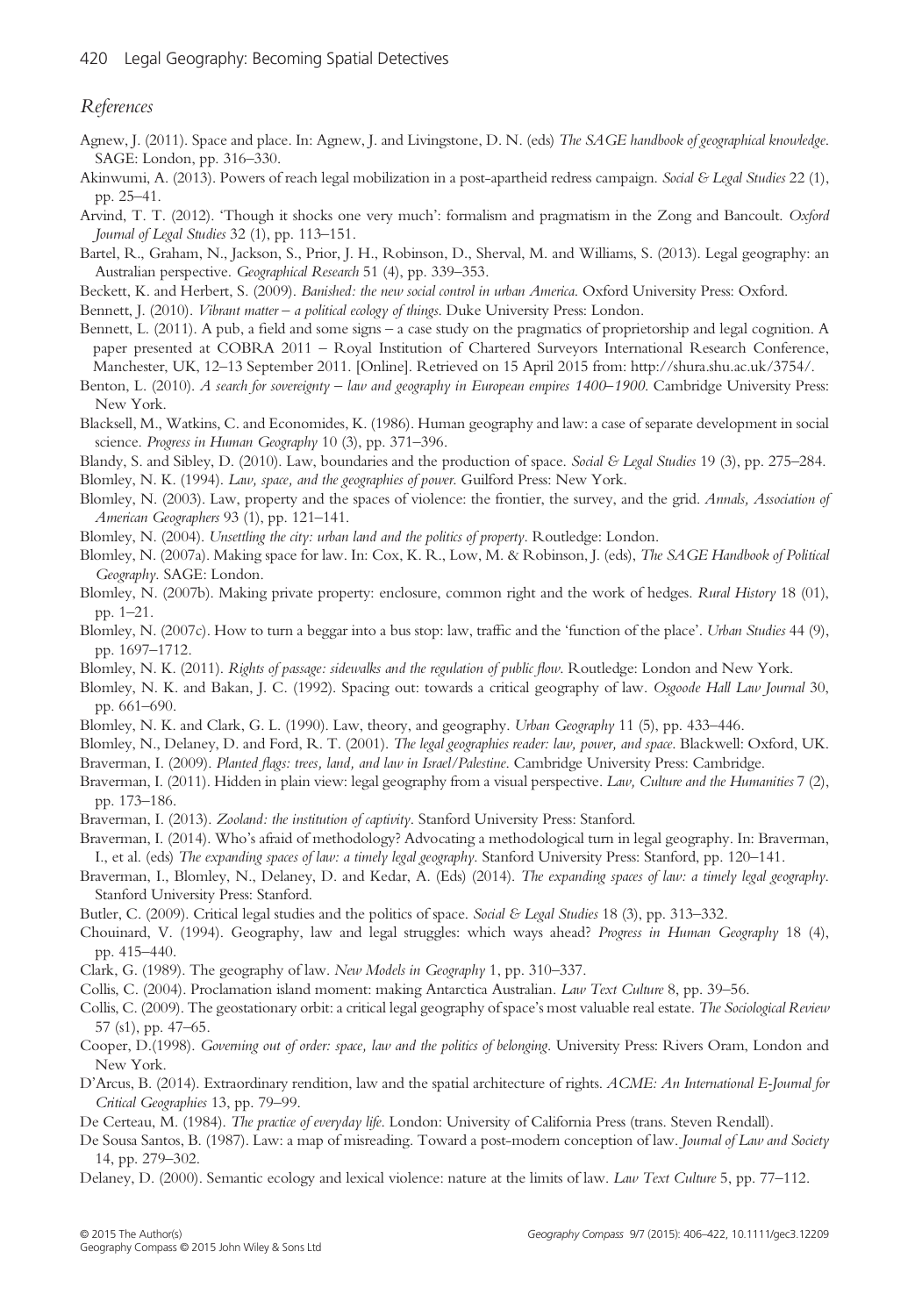## *References*

Agnew, J. (2011). Space and place. In: Agnew, J. and Livingstone, D. N. (eds) *The SAGE handbook of geographical knowledge*. SAGE: London, pp. 316–330.

Akinwumi, A. (2013). Powers of reach legal mobilization in a post-apartheid redress campaign. *Social & Legal Studies* 22 (1), pp. 25–41.

Arvind, T. T. (2012). 'Though it shocks one very much': formalism and pragmatism in the Zong and Bancoult. *Oxford Journal of Legal Studies* 32 (1), pp. 113–151.

Bartel, R., Graham, N., Jackson, S., Prior, J. H., Robinson, D., Sherval, M. and Williams, S. (2013). Legal geography: an Australian perspective. *Geographical Research* 51 (4), pp. 339–353.

Beckett, K. and Herbert, S. (2009). *Banished: the new social control in urban America*. Oxford University Press: Oxford.

Bennett, J. (2010). *Vibrant matter – a political ecology of things*. Duke University Press: London.

Bennett, L. (2011). A pub, a field and some signs – a case study on the pragmatics of proprietorship and legal cognition. A paper presented at COBRA 2011 – Royal Institution of Chartered Surveyors International Research Conference, Manchester, UK, 12–13 September 2011. [Online]. Retrieved on 15 April 2015 from: http://shura.shu.ac.uk/3754/.

Benton, L. (2010). *A search for sovereignty – law and geography in European empires 1400–1900*. Cambridge University Press: New York.

Blacksell, M., Watkins, C. and Economides, K. (1986). Human geography and law: a case of separate development in social science. *Progress in Human Geography* 10 (3), pp. 371–396.

Blandy, S. and Sibley, D. (2010). Law, boundaries and the production of space. *Social & Legal Studies* 19 (3), pp. 275–284.

Blomley, N. K. (1994). *Law, space, and the geographies of power*. Guilford Press: New York.

Blomley, N. (2003). Law, property and the spaces of violence: the frontier, the survey, and the grid. *Annals, Association of American Geographers* 93 (1), pp. 121–141.

Blomley, N. (2004). *Unsettling the city: urban land and the politics of property*. Routledge: London.

Blomley, N. (2007a). Making space for law. In: Cox, K. R., Low, M. & Robinson, J. (eds), *The SAGE Handbook of Political Geography*. SAGE: London.

Blomley, N. (2007b). Making private property: enclosure, common right and the work of hedges. *Rural History* 18 (01), pp. 1–21.

Blomley, N. (2007c). How to turn a beggar into a bus stop: law, traffic and the 'function of the place'. *Urban Studies* 44 (9), pp. 1697–1712.

Blomley, N. K. (2011). *Rights of passage: sidewalks and the regulation of public flow*. Routledge: London and New York.

Blomley, N. K. and Bakan, J. C. (1992). Spacing out: towards a critical geography of law. *Osgoode Hall Law Journal* 30, pp. 661–690.

Blomley, N. K. and Clark, G. L. (1990). Law, theory, and geography. *Urban Geography* 11 (5), pp. 433–446.

Blomley, N., Delaney, D. and Ford, R. T. (2001). *The legal geographies reader: law, power, and space*. Blackwell: Oxford, UK.

Braverman, I. (2009). *Planted flags: trees, land, and law in Israel/Palestine*. Cambridge University Press: Cambridge.

Braverman, I. (2011). Hidden in plain view: legal geography from a visual perspective. *Law, Culture and the Humanities* 7 (2), pp. 173–186.

Braverman, I. (2013). *Zooland: the institution of captivity*. Stanford University Press: Stanford.

Braverman, I. (2014). Who's afraid of methodology? Advocating a methodological turn in legal geography. In: Braverman, I., et al. (eds) *The expanding spaces of law: a timely legal geography*. Stanford University Press: Stanford, pp. 120–141.

Braverman, I., Blomley, N., Delaney, D. and Kedar, A. (Eds) (2014). *The expanding spaces of law: a timely legal geography*. Stanford University Press: Stanford.

Butler, C. (2009). Critical legal studies and the politics of space. *Social & Legal Studies* 18 (3), pp. 313–332.

Chouinard, V. (1994). Geography, law and legal struggles: which ways ahead? *Progress in Human Geography* 18 (4), pp. 415–440.

Clark, G. (1989). The geography of law. *New Models in Geography* 1, pp. 310–337.

Collis, C. (2004). Proclamation island moment: making Antarctica Australian. *Law Text Culture* 8, pp. 39–56.

Collis, C. (2009). The geostationary orbit: a critical legal geography of space's most valuable real estate. *The Sociological Review* 57 (s1), pp. 47–65.

Cooper, D.(1998). *Governing out of order: space, law and the politics of belonging*. University Press: Rivers Oram, London and New York.

D'Arcus, B. (2014). Extraordinary rendition, law and the spatial architecture of rights. *ACME: An International E-Journal for Critical Geographies* 13, pp. 79–99.

De Certeau, M. (1984). *The practice of everyday life*. London: University of California Press (trans. Steven Rendall).

De Sousa Santos, B. (1987). Law: a map of misreading. Toward a post-modern conception of law. *Journal of Law and Society* 14, pp. 279–302.

Delaney, D. (2000). Semantic ecology and lexical violence: nature at the limits of law. *Law Text Culture* 5, pp. 77–112.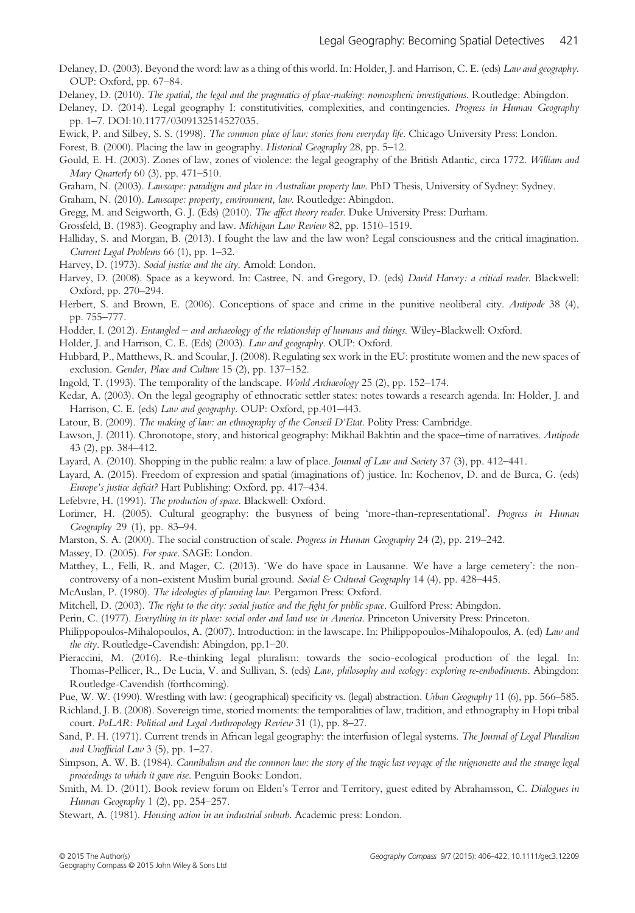Delaney, D. (2003). Beyond the word: law as a thing of this world. In: Holder, J. and Harrison, C. E. (eds) *Law and geography*. OUP: Oxford, pp. 67–84.

Delaney, D. (2010). *The spatial, the legal and the pragmatics of place-making: nomospheric investigations*. Routledge: Abingdon.

Delaney, D. (2014). Legal geography I: constitutivities, complexities, and contingencies. *Progress in Human Geography* pp. 1–7. DOI:10.1177/0309132514527035.

Ewick, P. and Silbey, S. S. (1998). *The common place of law: stories from everyday life*. Chicago University Press: London.

Forest, B. (2000). Placing the law in geography. *Historical Geography* 28, pp. 5–12.

Gould, E. H. (2003). Zones of law, zones of violence: the legal geography of the British Atlantic, circa 1772. *William and Mary Quarterly* 60 (3), pp. 471–510.

Graham, N. (2003). *Lawscape: paradigm and place in Australian property law*. PhD Thesis, University of Sydney: Sydney.

Graham, N. (2010). *Lawscape: property, environment, law*. Routledge: Abingdon.

Gregg, M. and Seigworth, G. J. (Eds) (2010). *The affect theory reader*. Duke University Press: Durham.

Grossfeld, B. (1983). Geography and law. *Michigan Law Review* 82, pp. 1510–1519.

Halliday, S. and Morgan, B. (2013). I fought the law and the law won? Legal consciousness and the critical imagination. *Current Legal Problems* 66 (1), pp. 1–32.

Harvey, D. (1973). *Social justice and the city*. Arnold: London.

Harvey, D. (2008). Space as a keyword. In: Castree, N. and Gregory, D. (eds) *David Harvey: a critical reader*. Blackwell: Oxford, pp. 270–294.

Herbert, S. and Brown, E. (2006). Conceptions of space and crime in the punitive neoliberal city. *Antipode* 38 (4), pp. 755–777.

Hodder, I. (2012). *Entangled – and archaeology of the relationship of humans and things*. Wiley-Blackwell: Oxford.

Holder, J. and Harrison, C. E. (Eds) (2003). *Law and geography*. OUP: Oxford.

Hubbard, P., Matthews, R. and Scoular, J. (2008). Regulating sex work in the EU: prostitute women and the new spaces of exclusion. *Gender, Place and Culture* 15 (2), pp. 137–152.

Ingold, T. (1993). The temporality of the landscape. *World Archaeology* 25 (2), pp. 152–174.

Kedar, A. (2003). On the legal geography of ethnocratic settler states: notes towards a research agenda. In: Holder, J. and Harrison, C. E. (eds) *Law and geography*. OUP: Oxford, pp.401–443.

Latour, B. (2009). *The making of law: an ethnography of the Conseil D'Etat*. Polity Press: Cambridge.

Lawson, J. (2011). Chronotope, story, and historical geography: Mikhail Bakhtin and the space–time of narratives. *Antipode* 43 (2), pp. 384–412.

Layard, A. (2010). Shopping in the public realm: a law of place. *Journal of Law and Society* 37 (3), pp. 412–441.

Layard, A. (2015). Freedom of expression and spatial (imaginations of) justice. In: Kochenov, D. and de Burca, G. (eds) *Europe's justice deficit?* Hart Publishing: Oxford, pp. 417–434.

Lefebvre, H. (1991). *The production of space*. Blackwell: Oxford.

Lorimer, H. (2005). Cultural geography: the busyness of being 'more-than-representational'. *Progress in Human Geography* 29 (1), pp. 83–94.

Marston, S. A. (2000). The social construction of scale. *Progress in Human Geography* 24 (2), pp. 219–242.

Massey, D. (2005). *For space*. SAGE: London.

Matthey, L., Felli, R. and Mager, C. (2013). 'We do have space in Lausanne. We have a large cemetery': the non-controversy of a non-existent Muslim burial ground. *Social & Cultural Geography* 14 (4), pp. 428–445.

McAuslan, P. (1980). *The ideologies of planning law*. Pergamon Press: Oxford.

Mitchell, D. (2003). *The right to the city: social justice and the fight for public space*. Guilford Press: Abingdon.

Perin, C. (1977). *Everything in its place: social order and land use in America*. Princeton University Press: Princeton.

Philippopoulos-Mihalopoulos, A. (2007). Introduction: in the lawscape. In: Philippopoulos-Mihalopoulos, A. (ed) *Law and the city*. Routledge-Cavendish: Abingdon, pp.1–20.

Pieraccini, M. (2016). Re-thinking legal pluralism: towards the socio-ecological production of the legal. In: Thomas-Pellicer, R., De Lucia, V. and Sullivan, S. (eds) *Law, philosophy and ecology: exploring re-embodiments*. Abingdon: Routledge-Cavendish (forthcoming).

Pue, W. W. (1990). Wrestling with law: (geographical) specificity vs. (legal) abstraction. *Urban Geography* 11 (6), pp. 566–585.

Richland, J. B. (2008). Sovereign time, storied moments: the temporalities of law, tradition, and ethnography in Hopi tribal court. *PoLAR: Political and Legal Anthropology Review* 31 (1), pp. 8–27.

Sand, P. H. (1971). Current trends in African legal geography: the interfusion of legal systems. *The Journal of Legal Pluralism and Unofficial Law* 3 (5), pp. 1–27.

Simpson, A. W. B. (1984). *Cannibalism and the common law: the story of the tragic last voyage of the mignonette and the strange legal proceedings to which it gave rise*. Penguin Books: London.

Smith, M. D. (2011). Book review forum on Elden's Terror and Territory, guest edited by Abrahamsson, C. *Dialogues in Human Geography* 1 (2), pp. 254–257.

Stewart, A. (1981). *Housing action in an industrial suburb*. Academic press: London.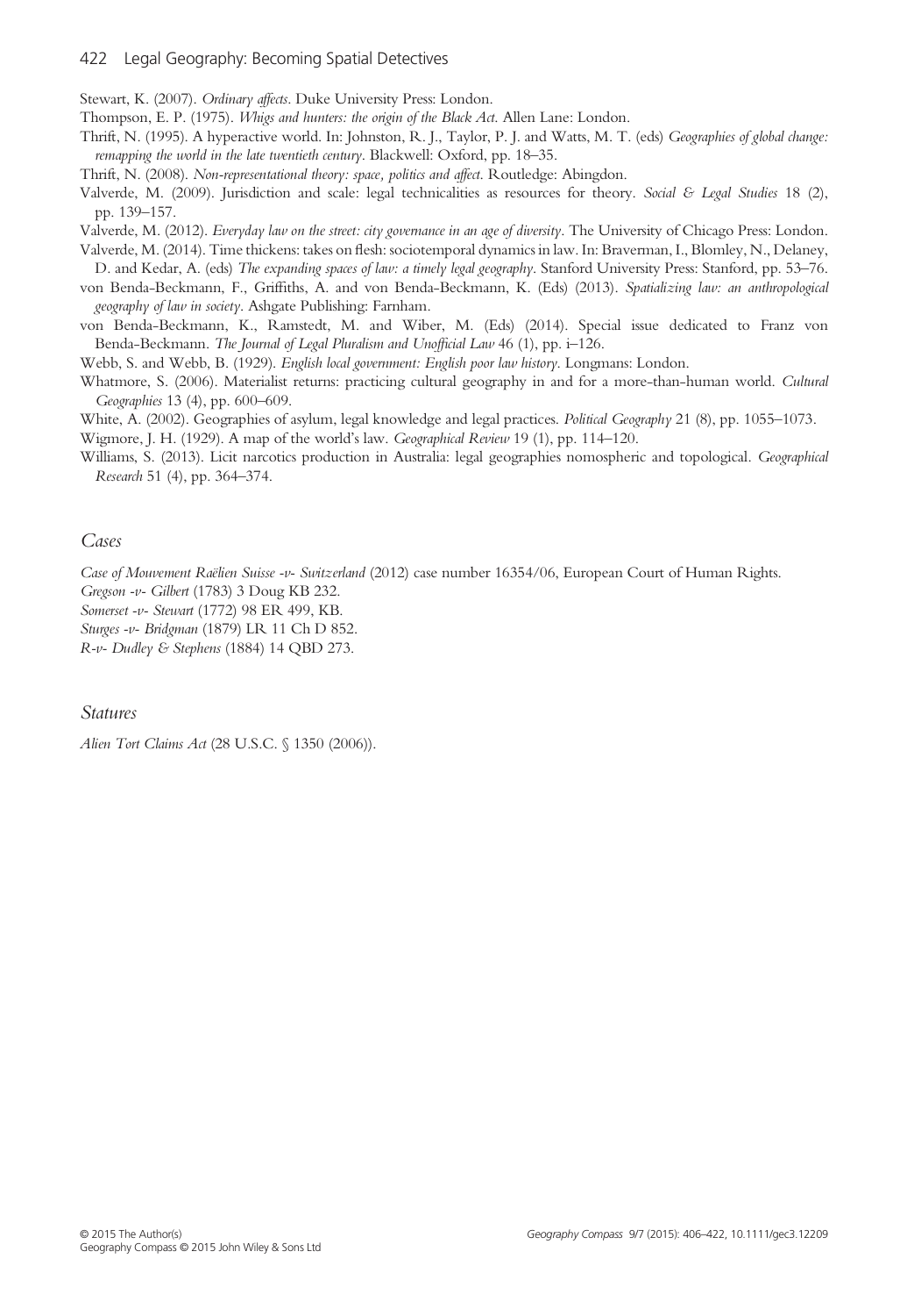Stewart, K. (2007). *Ordinary affects*. Duke University Press: London.

Thompson, E. P. (1975). *Whigs and hunters: the origin of the Black Act*. Allen Lane: London.

Thrift, N. (1995). A hyperactive world. In: Johnston, R. J., Taylor, P. J. and Watts, M. T. (eds) *Geographies of global change: remapping the world in the late twentieth century*. Blackwell: Oxford, pp. 18–35.

Thrift, N. (2008). *Non-representational theory: space, politics and affect*. Routledge: Abingdon.

Valverde, M. (2009). Jurisdiction and scale: legal technicalities as resources for theory. *Social & Legal Studies* 18 (2), pp. 139–157.

Valverde, M. (2012). *Everyday law on the street: city governance in an age of diversity*. The University of Chicago Press: London.

Valverde, M. (2014). Time thickens: takes on flesh: sociotemporal dynamics in law. In: Braverman, I., Blomley, N., Delaney, D. and Kedar, A. (eds) *The expanding spaces of law: a timely legal geography*. Stanford University Press: Stanford, pp. 53–76.

von Benda-Beckmann, F., Griffiths, A. and von Benda-Beckmann, K. (Eds) (2013). *Spatializing law: an anthropological geography of law in society*. Ashgate Publishing: Farnham.

von Benda-Beckmann, K., Ramstedt, M. and Wiber, M. (Eds) (2014). Special issue dedicated to Franz von Benda-Beckmann. *The Journal of Legal Pluralism and Unofficial Law* 46 (1), pp. i–126.

Webb, S. and Webb, B. (1929). *English local government: English poor law history*. Longmans: London.

Whatmore, S. (2006). Materialist returns: practicing cultural geography in and for a more-than-human world. *Cultural Geographies* 13 (4), pp. 600–609.

White, A. (2002). Geographies of asylum, legal knowledge and legal practices. *Political Geography* 21 (8), pp. 1055–1073.

Wigmore, J. H. (1929). A map of the world's law. *Geographical Review* 19 (1), pp. 114–120.

Williams, S. (2013). Licit narcotics production in Australia: legal geographies nomospheric and topological. *Geographical Research* 51 (4), pp. 364–374.

## Cases

*Case of Mouvement Raëlien Suisse -v- Switzerland* (2012) case number 16354/06, European Court of Human Rights.

*Gregson -v- Gilbert* (1783) 3 Doug KB 232.

*Somerset -v- Stewart* (1772) 98 ER 499, KB.

*Sturges -v- Bridgman* (1879) LR 11 Ch D 852.

*R-v- Dudley & Stephens* (1884) 14 QBD 273.

## Statures

*Alien Tort Claims Act* (28 U.S.C. § 1350 (2006)).